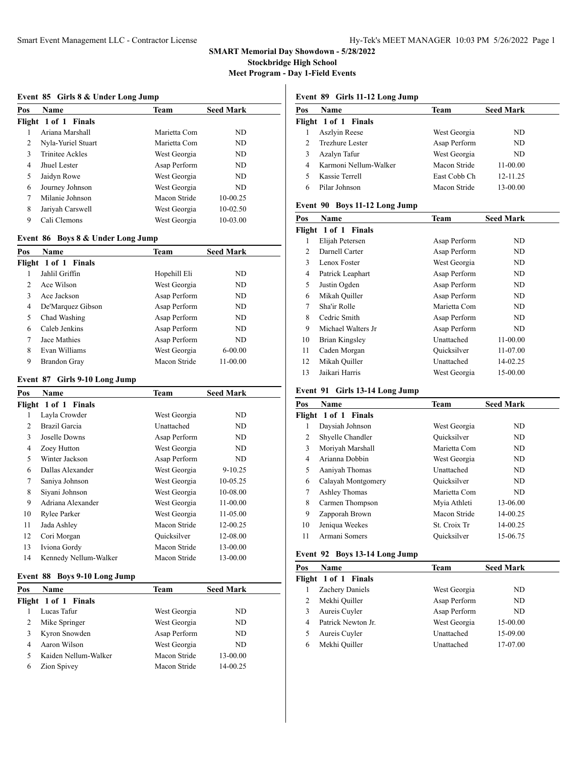# SMART Memorial Day Showdown - 5/28/2022

## Stockbridge High School

## Meet Program - Day 1-Field Events

### Event 85 Girls 8 & Under Long Jump

| Pos | Name | Team | Seed Mark |
|---|---|---|---|
| **Flight 1 of 1 Finals** | | | |
| 1 | Ariana Marshall | Marietta Com | ND |
| 2 | Nyla-Yuriel Stuart | Marietta Com | ND |
| 3 | Trinitee Ackles | West Georgia | ND |
| 4 | Jhuel Lester | Asap Perform | ND |
| 5 | Jaidyn Rowe | West Georgia | ND |
| 6 | Journey Johnson | West Georgia | ND |
| 7 | Milanie Johnson | Macon Stride | 10-00.25 |
| 8 | Jariyah Carswell | West Georgia | 10-02.50 |
| 9 | Cali Clemons | West Georgia | 10-03.00 |

### Event 86 Boys 8 & Under Long Jump

| Pos | Name | Team | Seed Mark |
|---|---|---|---|
| **Flight 1 of 1 Finals** | | | |
| 1 | Jahlil Griffin | Hopehill Eli | ND |
| 2 | Ace Wilson | West Georgia | ND |
| 3 | Ace Jackson | Asap Perform | ND |
| 4 | De'Marquez Gibson | Asap Perform | ND |
| 5 | Chad Washing | Asap Perform | ND |
| 6 | Caleb Jenkins | Asap Perform | ND |
| 7 | Jace Mathies | Asap Perform | ND |
| 8 | Evan Williams | West Georgia | 6-00.00 |
| 9 | Brandon Gray | Macon Stride | 11-00.00 |

### Event 87 Girls 9-10 Long Jump

| Pos | Name | Team | Seed Mark |
|---|---|---|---|
| **Flight 1 of 1 Finals** | | | |
| 1 | Layla Crowder | West Georgia | ND |
| 2 | Brazil Garcia | Unattached | ND |
| 3 | Joselle Downs | Asap Perform | ND |
| 4 | Zoey Hutton | West Georgia | ND |
| 5 | Winter Jackson | Asap Perform | ND |
| 6 | Dallas Alexander | West Georgia | 9-10.25 |
| 7 | Saniya Johnson | West Georgia | 10-05.25 |
| 8 | Siyani Johnson | West Georgia | 10-08.00 |
| 9 | Adriana Alexander | West Georgia | 11-00.00 |
| 10 | Rylee Parker | West Georgia | 11-05.00 |
| 11 | Jada Ashley | Macon Stride | 12-00.25 |
| 12 | Cori Morgan | Quicksilver | 12-08.00 |
| 13 | Iviona Gordy | Macon Stride | 13-00.00 |
| 14 | Kennedy Nellum-Walker | Macon Stride | 13-00.00 |

### Event 88 Boys 9-10 Long Jump

| Pos | Name | Team | Seed Mark |
|---|---|---|---|
| **Flight 1 of 1 Finals** | | | |
| 1 | Lucas Tafur | West Georgia | ND |
| 2 | Mike Springer | West Georgia | ND |
| 3 | Kyron Snowden | Asap Perform | ND |
| 4 | Aaron Wilson | West Georgia | ND |
| 5 | Kaiden Nellum-Walker | Macon Stride | 13-00.00 |
| 6 | Zion Spivey | Macon Stride | 14-00.25 |

### Event 89 Girls 11-12 Long Jump

| Pos | Name | Team | Seed Mark |
|---|---|---|---|
| **Flight 1 of 1 Finals** | | | |
| 1 | Aszlyin Reese | West Georgia | ND |
| 2 | Trezhure Lester | Asap Perform | ND |
| 3 | Azalyn Tafur | West Georgia | ND |
| 4 | Karmoni Nellum-Walker | Macon Stride | 11-00.00 |
| 5 | Kassie Terrell | East Cobb Ch | 12-11.25 |
| 6 | Pilar Johnson | Macon Stride | 13-00.00 |

### Event 90 Boys 11-12 Long Jump

| Pos | Name | Team | Seed Mark |
|---|---|---|---|
| **Flight 1 of 1 Finals** | | | |
| 1 | Elijah Petersen | Asap Perform | ND |
| 2 | Darnell Carter | Asap Perform | ND |
| 3 | Lenox Foster | West Georgia | ND |
| 4 | Patrick Leaphart | Asap Perform | ND |
| 5 | Justin Ogden | Asap Perform | ND |
| 6 | Mikah Quiller | Asap Perform | ND |
| 7 | Sha'ir Rolle | Marietta Com | ND |
| 8 | Cedric Smith | Asap Perform | ND |
| 9 | Michael Walters Jr | Asap Perform | ND |
| 10 | Brian Kingsley | Unattached | 11-00.00 |
| 11 | Caden Morgan | Quicksilver | 11-07.00 |
| 12 | Mikah Quiller | Unattached | 14-02.25 |
| 13 | Jaikari Harris | West Georgia | 15-00.00 |

### Event 91 Girls 13-14 Long Jump

| Pos | Name | Team | Seed Mark |
|---|---|---|---|
| **Flight 1 of 1 Finals** | | | |
| 1 | Daysiah Johnson | West Georgia | ND |
| 2 | Shyelle Chandler | Quicksilver | ND |
| 3 | Moriyah Marshall | Marietta Com | ND |
| 4 | Arianna Dobbin | West Georgia | ND |
| 5 | Aaniyah Thomas | Unattached | ND |
| 6 | Calayah Montgomery | Quicksilver | ND |
| 7 | Ashley Thomas | Marietta Com | ND |
| 8 | Carmen Thompson | Myia Athleti | 13-06.00 |
| 9 | Zapporah Brown | Macon Stride | 14-00.25 |
| 10 | Jeniqua Weekes | St. Croix Tr | 14-00.25 |
| 11 | Armani Somers | Quicksilver | 15-06.75 |

### Event 92 Boys 13-14 Long Jump

| Pos | Name | Team | Seed Mark |
|---|---|---|---|
| **Flight 1 of 1 Finals** | | | |
| 1 | Zachery Daniels | West Georgia | ND |
| 2 | Mekhi Quiller | Asap Perform | ND |
| 3 | Aureis Cuyler | Asap Perform | ND |
| 4 | Patrick Newton Jr. | West Georgia | 15-00.00 |
| 5 | Aureis Cuyler | Unattached | 15-09.00 |
| 6 | Mekhi Quiller | Unattached | 17-07.00 |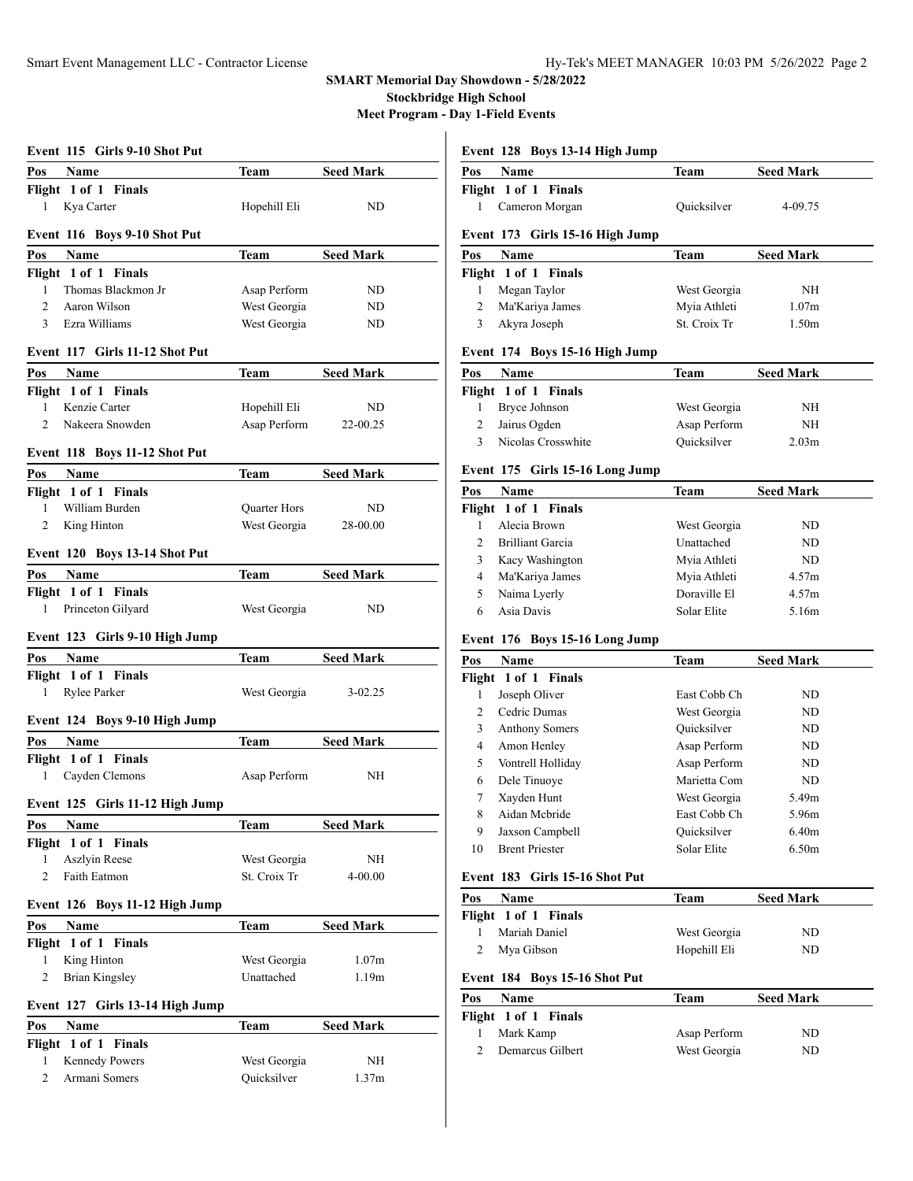**SMART Memorial Day Showdown - 5/28/2022**
**Stockbridge High School**
**Meet Program - Day 1-Field Events**

### Event 115 Girls 9-10 Shot Put

| Pos | Name | Team | Seed Mark |
|---|---|---|---|
| **Flight 1 of 1 Finals** | | | |
| 1 | Kya Carter | Hopehill Eli | ND |

### Event 116 Boys 9-10 Shot Put

| Pos | Name | Team | Seed Mark |
|---|---|---|---|
| **Flight 1 of 1 Finals** | | | |
| 1 | Thomas Blackmon Jr | Asap Perform | ND |
| 2 | Aaron Wilson | West Georgia | ND |
| 3 | Ezra Williams | West Georgia | ND |

### Event 117 Girls 11-12 Shot Put

| Pos | Name | Team | Seed Mark |
|---|---|---|---|
| **Flight 1 of 1 Finals** | | | |
| 1 | Kenzie Carter | Hopehill Eli | ND |
| 2 | Nakeera Snowden | Asap Perform | 22-00.25 |

### Event 118 Boys 11-12 Shot Put

| Pos | Name | Team | Seed Mark |
|---|---|---|---|
| **Flight 1 of 1 Finals** | | | |
| 1 | William Burden | Quarter Hors | ND |
| 2 | King Hinton | West Georgia | 28-00.00 |

### Event 120 Boys 13-14 Shot Put

| Pos | Name | Team | Seed Mark |
|---|---|---|---|
| **Flight 1 of 1 Finals** | | | |
| 1 | Princeton Gilyard | West Georgia | ND |

### Event 123 Girls 9-10 High Jump

| Pos | Name | Team | Seed Mark |
|---|---|---|---|
| **Flight 1 of 1 Finals** | | | |
| 1 | Rylee Parker | West Georgia | 3-02.25 |

### Event 124 Boys 9-10 High Jump

| Pos | Name | Team | Seed Mark |
|---|---|---|---|
| **Flight 1 of 1 Finals** | | | |
| 1 | Cayden Clemons | Asap Perform | NH |

### Event 125 Girls 11-12 High Jump

| Pos | Name | Team | Seed Mark |
|---|---|---|---|
| **Flight 1 of 1 Finals** | | | |
| 1 | Aszlyin Reese | West Georgia | NH |
| 2 | Faith Eatmon | St. Croix Tr | 4-00.00 |

### Event 126 Boys 11-12 High Jump

| Pos | Name | Team | Seed Mark |
|---|---|---|---|
| **Flight 1 of 1 Finals** | | | |
| 1 | King Hinton | West Georgia | 1.07m |
| 2 | Brian Kingsley | Unattached | 1.19m |

### Event 127 Girls 13-14 High Jump

| Pos | Name | Team | Seed Mark |
|---|---|---|---|
| **Flight 1 of 1 Finals** | | | |
| 1 | Kennedy Powers | West Georgia | NH |
| 2 | Armani Somers | Quicksilver | 1.37m |

### Event 128 Boys 13-14 High Jump

| Pos | Name | Team | Seed Mark |
|---|---|---|---|
| **Flight 1 of 1 Finals** | | | |
| 1 | Cameron Morgan | Quicksilver | 4-09.75 |

### Event 173 Girls 15-16 High Jump

| Pos | Name | Team | Seed Mark |
|---|---|---|---|
| **Flight 1 of 1 Finals** | | | |
| 1 | Megan Taylor | West Georgia | NH |
| 2 | Ma'Kariya James | Myia Athleti | 1.07m |
| 3 | Akyra Joseph | St. Croix Tr | 1.50m |

### Event 174 Boys 15-16 High Jump

| Pos | Name | Team | Seed Mark |
|---|---|---|---|
| **Flight 1 of 1 Finals** | | | |
| 1 | Bryce Johnson | West Georgia | NH |
| 2 | Jairus Ogden | Asap Perform | NH |
| 3 | Nicolas Crosswhite | Quicksilver | 2.03m |

### Event 175 Girls 15-16 Long Jump

| Pos | Name | Team | Seed Mark |
|---|---|---|---|
| **Flight 1 of 1 Finals** | | | |
| 1 | Alecia Brown | West Georgia | ND |
| 2 | Brilliant Garcia | Unattached | ND |
| 3 | Kacy Washington | Myia Athleti | ND |
| 4 | Ma'Kariya James | Myia Athleti | 4.57m |
| 5 | Naima Lyerly | Doraville El | 4.57m |
| 6 | Asia Davis | Solar Elite | 5.16m |

### Event 176 Boys 15-16 Long Jump

| Pos | Name | Team | Seed Mark |
|---|---|---|---|
| **Flight 1 of 1 Finals** | | | |
| 1 | Joseph Oliver | East Cobb Ch | ND |
| 2 | Cedric Dumas | West Georgia | ND |
| 3 | Anthony Somers | Quicksilver | ND |
| 4 | Amon Henley | Asap Perform | ND |
| 5 | Vontrell Holliday | Asap Perform | ND |
| 6 | Dele Tinuoye | Marietta Com | ND |
| 7 | Xayden Hunt | West Georgia | 5.49m |
| 8 | Aidan Mcbride | East Cobb Ch | 5.96m |
| 9 | Jaxson Campbell | Quicksilver | 6.40m |
| 10 | Brent Priester | Solar Elite | 6.50m |

### Event 183 Girls 15-16 Shot Put

| Pos | Name | Team | Seed Mark |
|---|---|---|---|
| **Flight 1 of 1 Finals** | | | |
| 1 | Mariah Daniel | West Georgia | ND |
| 2 | Mya Gibson | Hopehill Eli | ND |

### Event 184 Boys 15-16 Shot Put

| Pos | Name | Team | Seed Mark |
|---|---|---|---|
| **Flight 1 of 1 Finals** | | | |
| 1 | Mark Kamp | Asap Perform | ND |
| 2 | Demarcus Gilbert | West Georgia | ND |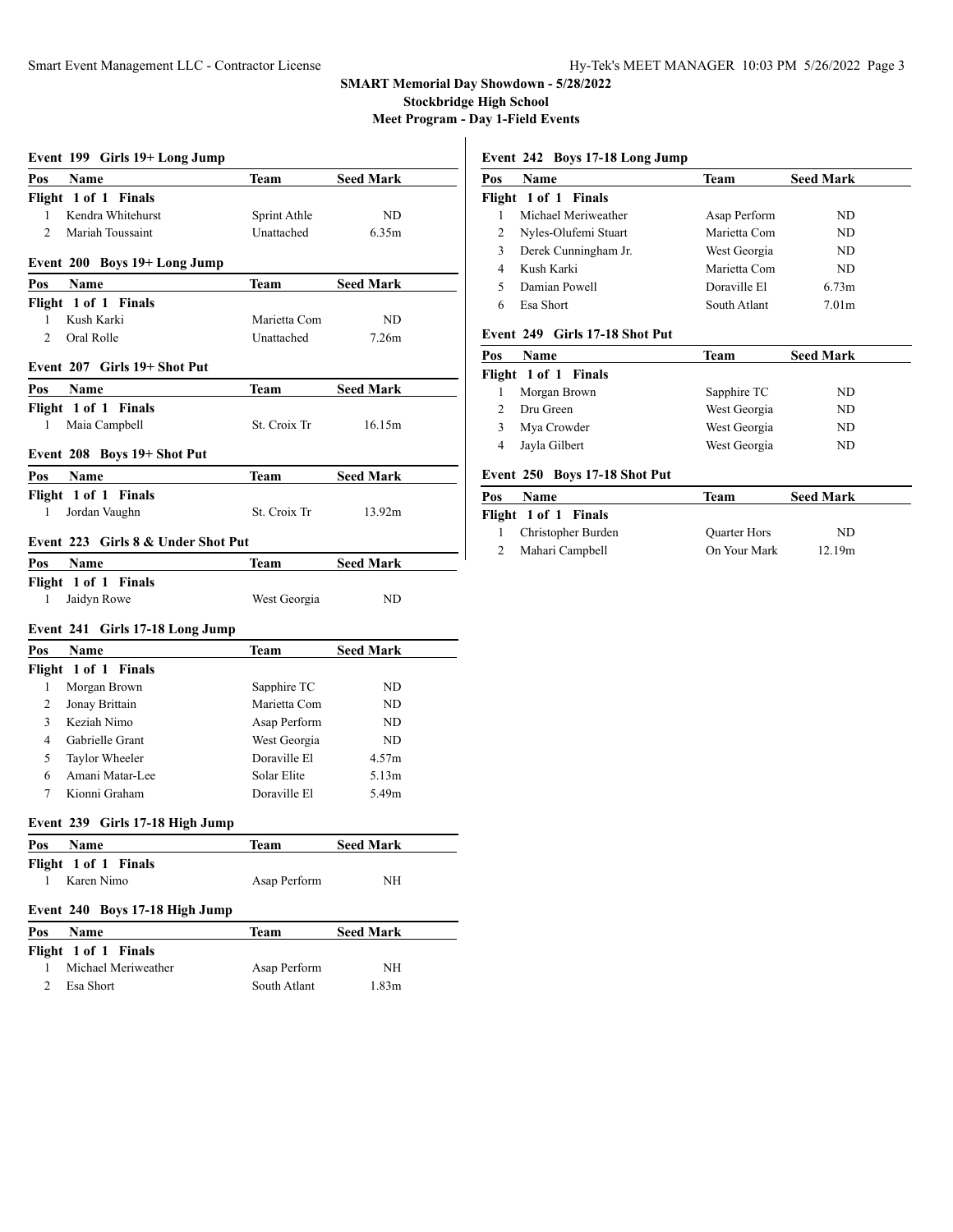# SMART Memorial Day Showdown - 5/28/2022

**Stockbridge High School**

**Meet Program - Day 1-Field Events**

### Event 199 Girls 19+ Long Jump

| Pos | Name | Team | Seed Mark |
|---|---|---|---|
| **Flight 1 of 1 Finals** | | | |
| 1 | Kendra Whitehurst | Sprint Athle | ND |
| 2 | Mariah Toussaint | Unattached | 6.35m |

### Event 200 Boys 19+ Long Jump

| Pos | Name | Team | Seed Mark |
|---|---|---|---|
| **Flight 1 of 1 Finals** | | | |
| 1 | Kush Karki | Marietta Com | ND |
| 2 | Oral Rolle | Unattached | 7.26m |

### Event 207 Girls 19+ Shot Put

| Pos | Name | Team | Seed Mark |
|---|---|---|---|
| **Flight 1 of 1 Finals** | | | |
| 1 | Maia Campbell | St. Croix Tr | 16.15m |

### Event 208 Boys 19+ Shot Put

| Pos | Name | Team | Seed Mark |
|---|---|---|---|
| **Flight 1 of 1 Finals** | | | |
| 1 | Jordan Vaughn | St. Croix Tr | 13.92m |

### Event 223 Girls 8 & Under Shot Put

| Pos | Name | Team | Seed Mark |
|---|---|---|---|
| **Flight 1 of 1 Finals** | | | |
| 1 | Jaidyn Rowe | West Georgia | ND |

### Event 241 Girls 17-18 Long Jump

| Pos | Name | Team | Seed Mark |
|---|---|---|---|
| **Flight 1 of 1 Finals** | | | |
| 1 | Morgan Brown | Sapphire TC | ND |
| 2 | Jonay Brittain | Marietta Com | ND |
| 3 | Keziah Nimo | Asap Perform | ND |
| 4 | Gabrielle Grant | West Georgia | ND |
| 5 | Taylor Wheeler | Doraville El | 4.57m |
| 6 | Amani Matar-Lee | Solar Elite | 5.13m |
| 7 | Kionni Graham | Doraville El | 5.49m |

### Event 239 Girls 17-18 High Jump

| Pos | Name | Team | Seed Mark |
|---|---|---|---|
| **Flight 1 of 1 Finals** | | | |
| 1 | Karen Nimo | Asap Perform | NH |

### Event 240 Boys 17-18 High Jump

| Pos | Name | Team | Seed Mark |
|---|---|---|---|
| **Flight 1 of 1 Finals** | | | |
| 1 | Michael Meriweather | Asap Perform | NH |
| 2 | Esa Short | South Atlant | 1.83m |

### Event 242 Boys 17-18 Long Jump

| Pos | Name | Team | Seed Mark |
|---|---|---|---|
| **Flight 1 of 1 Finals** | | | |
| 1 | Michael Meriweather | Asap Perform | ND |
| 2 | Nyles-Olufemi Stuart | Marietta Com | ND |
| 3 | Derek Cunningham Jr. | West Georgia | ND |
| 4 | Kush Karki | Marietta Com | ND |
| 5 | Damian Powell | Doraville El | 6.73m |
| 6 | Esa Short | South Atlant | 7.01m |

### Event 249 Girls 17-18 Shot Put

| Pos | Name | Team | Seed Mark |
|---|---|---|---|
| **Flight 1 of 1 Finals** | | | |
| 1 | Morgan Brown | Sapphire TC | ND |
| 2 | Dru Green | West Georgia | ND |
| 3 | Mya Crowder | West Georgia | ND |
| 4 | Jayla Gilbert | West Georgia | ND |

### Event 250 Boys 17-18 Shot Put

| Pos | Name | Team | Seed Mark |
|---|---|---|---|
| **Flight 1 of 1 Finals** | | | |
| 1 | Christopher Burden | Quarter Hors | ND |
| 2 | Mahari Campbell | On Your Mark | 12.19m |